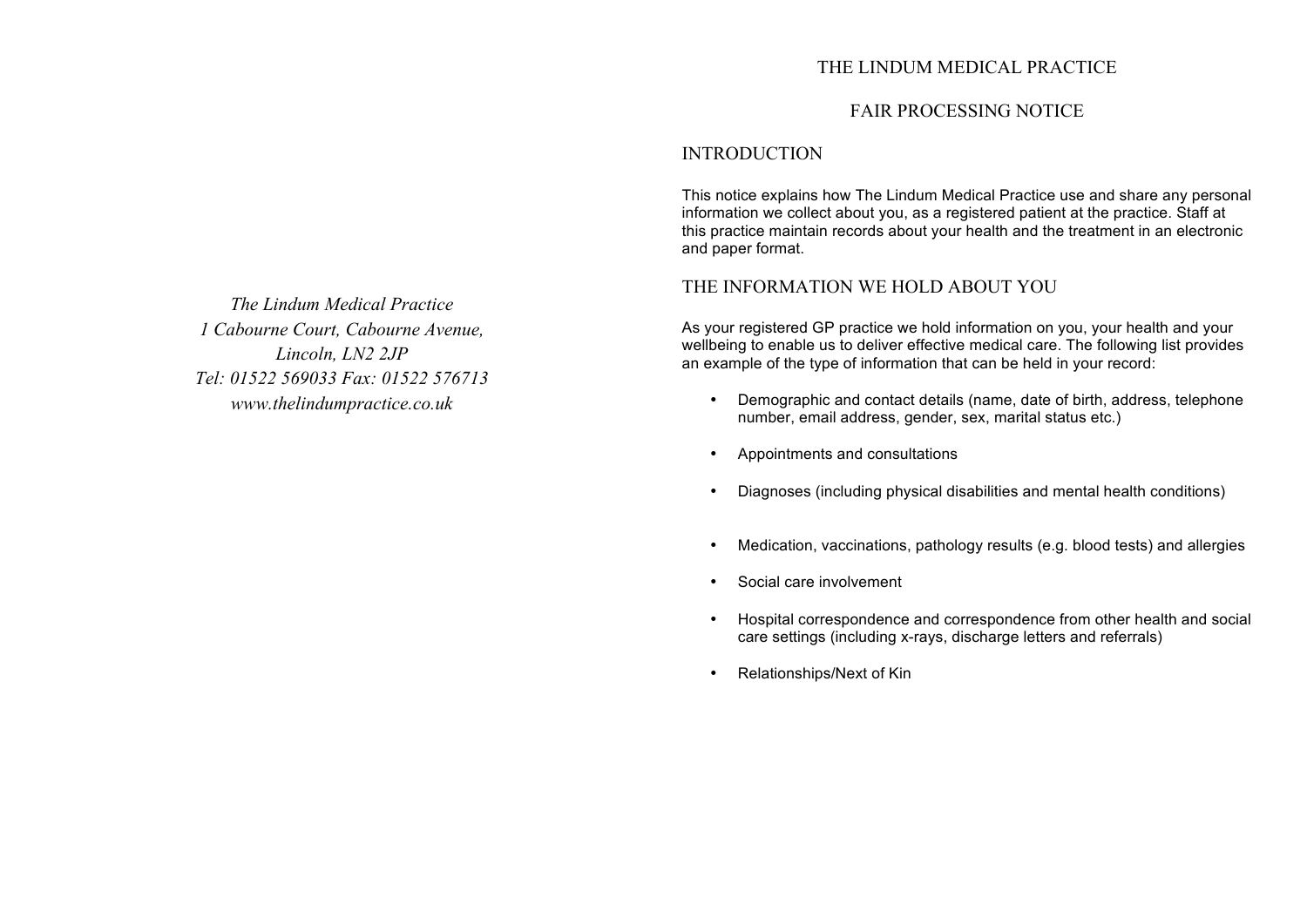*The Lindum Medical Practice*
*1 Cabourne Court, Cabourne Avenue,*
*Lincoln, LN2 2JP*
*Tel: 01522 569033 Fax: 01522 576713*
*www.thelindumpractice.co.uk*

# THE LINDUM MEDICAL PRACTICE

## FAIR PROCESSING NOTICE

## INTRODUCTION

This notice explains how The Lindum Medical Practice use and share any personal information we collect about you, as a registered patient at the practice. Staff at this practice maintain records about your health and the treatment in an electronic and paper format.

## THE INFORMATION WE HOLD ABOUT YOU

As your registered GP practice we hold information on you, your health and your wellbeing to enable us to deliver effective medical care. The following list provides an example of the type of information that can be held in your record:

- Demographic and contact details (name, date of birth, address, telephone number, email address, gender, sex, marital status etc.)
- Appointments and consultations
- Diagnoses (including physical disabilities and mental health conditions)
- Medication, vaccinations, pathology results (e.g. blood tests) and allergies
- Social care involvement
- Hospital correspondence and correspondence from other health and social care settings (including x-rays, discharge letters and referrals)
- Relationships/Next of Kin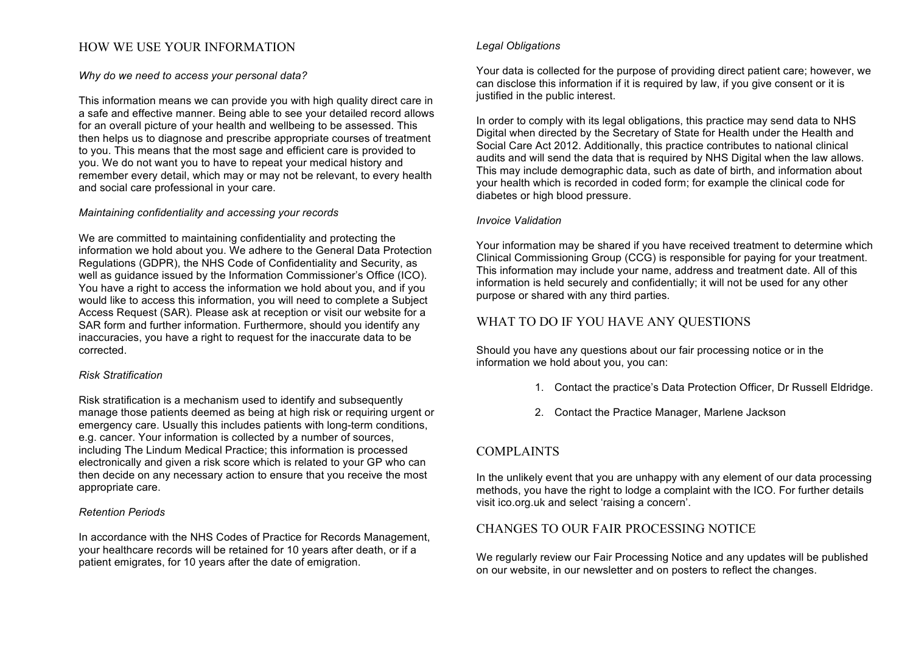## HOW WE USE YOUR INFORMATION

*Why do we need to access your personal data?*

This information means we can provide you with high quality direct care in a safe and effective manner. Being able to see your detailed record allows for an overall picture of your health and wellbeing to be assessed. This then helps us to diagnose and prescribe appropriate courses of treatment to you. This means that the most sage and efficient care is provided to you. We do not want you to have to repeat your medical history and remember every detail, which may or may not be relevant, to every health and social care professional in your care.

*Maintaining confidentiality and accessing your records*

We are committed to maintaining confidentiality and protecting the information we hold about you. We adhere to the General Data Protection Regulations (GDPR), the NHS Code of Confidentiality and Security, as well as guidance issued by the Information Commissioner's Office (ICO). You have a right to access the information we hold about you, and if you would like to access this information, you will need to complete a Subject Access Request (SAR). Please ask at reception or visit our website for a SAR form and further information. Furthermore, should you identify any inaccuracies, you have a right to request for the inaccurate data to be corrected.

*Risk Stratification*

Risk stratification is a mechanism used to identify and subsequently manage those patients deemed as being at high risk or requiring urgent or emergency care. Usually this includes patients with long-term conditions, e.g. cancer. Your information is collected by a number of sources, including The Lindum Medical Practice; this information is processed electronically and given a risk score which is related to your GP who can then decide on any necessary action to ensure that you receive the most appropriate care.

*Retention Periods*

In accordance with the NHS Codes of Practice for Records Management, your healthcare records will be retained for 10 years after death, or if a patient emigrates, for 10 years after the date of emigration.

*Legal Obligations*

Your data is collected for the purpose of providing direct patient care; however, we can disclose this information if it is required by law, if you give consent or it is justified in the public interest.

In order to comply with its legal obligations, this practice may send data to NHS Digital when directed by the Secretary of State for Health under the Health and Social Care Act 2012. Additionally, this practice contributes to national clinical audits and will send the data that is required by NHS Digital when the law allows. This may include demographic data, such as date of birth, and information about your health which is recorded in coded form; for example the clinical code for diabetes or high blood pressure.

*Invoice Validation*

Your information may be shared if you have received treatment to determine which Clinical Commissioning Group (CCG) is responsible for paying for your treatment. This information may include your name, address and treatment date. All of this information is held securely and confidentially; it will not be used for any other purpose or shared with any third parties.

## WHAT TO DO IF YOU HAVE ANY QUESTIONS

Should you have any questions about our fair processing notice or in the information we hold about you, you can:

1. Contact the practice's Data Protection Officer, Dr Russell Eldridge.
2. Contact the Practice Manager, Marlene Jackson

## COMPLAINTS

In the unlikely event that you are unhappy with any element of our data processing methods, you have the right to lodge a complaint with the ICO. For further details visit ico.org.uk and select 'raising a concern'.

## CHANGES TO OUR FAIR PROCESSING NOTICE

We regularly review our Fair Processing Notice and any updates will be published on our website, in our newsletter and on posters to reflect the changes.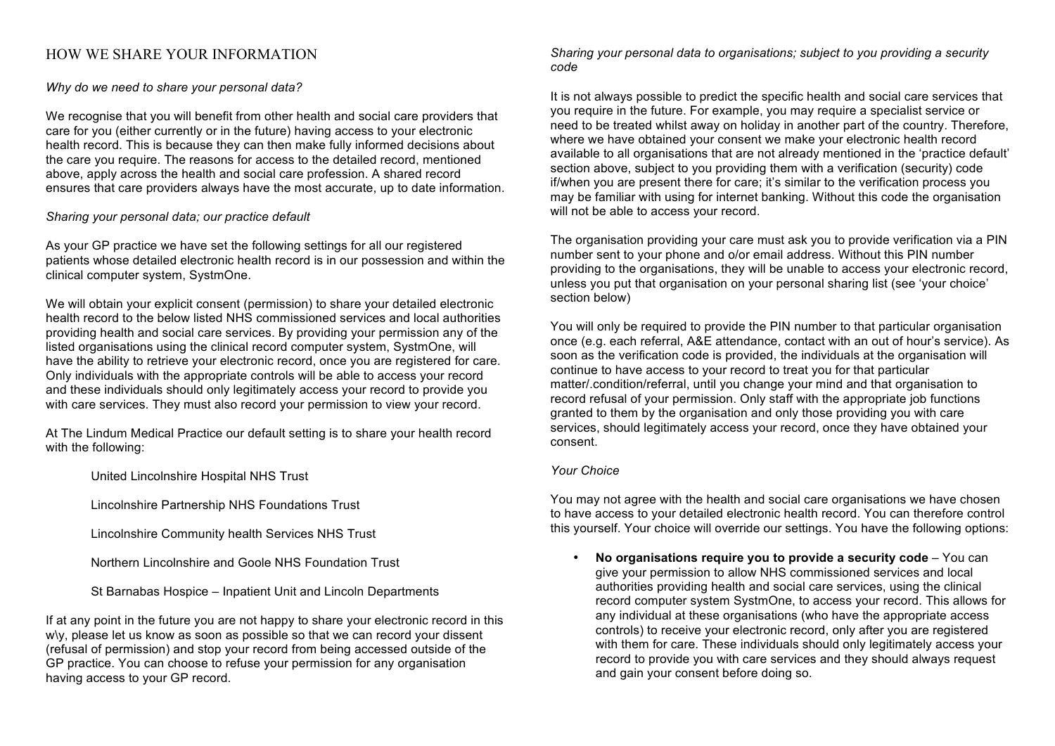## HOW WE SHARE YOUR INFORMATION

*Why do we need to share your personal data?*

We recognise that you will benefit from other health and social care providers that care for you (either currently or in the future) having access to your electronic health record. This is because they can then make fully informed decisions about the care you require. The reasons for access to the detailed record, mentioned above, apply across the health and social care profession. A shared record ensures that care providers always have the most accurate, up to date information.

*Sharing your personal data; our practice default*

As your GP practice we have set the following settings for all our registered patients whose detailed electronic health record is in our possession and within the clinical computer system, SystmOne.

We will obtain your explicit consent (permission) to share your detailed electronic health record to the below listed NHS commissioned services and local authorities providing health and social care services. By providing your permission any of the listed organisations using the clinical record computer system, SystmOne, will have the ability to retrieve your electronic record, once you are registered for care. Only individuals with the appropriate controls will be able to access your record and these individuals should only legitimately access your record to provide you with care services. They must also record your permission to view your record.

At The Lindum Medical Practice our default setting is to share your health record with the following:

United Lincolnshire Hospital NHS Trust

Lincolnshire Partnership NHS Foundations Trust

Lincolnshire Community health Services NHS Trust

Northern Lincolnshire and Goole NHS Foundation Trust

St Barnabas Hospice – Inpatient Unit and Lincoln Departments

If at any point in the future you are not happy to share your electronic record in this w\y, please let us know as soon as possible so that we can record your dissent (refusal of permission) and stop your record from being accessed outside of the GP practice. You can choose to refuse your permission for any organisation having access to your GP record.

*Sharing your personal data to organisations; subject to you providing a security code*

It is not always possible to predict the specific health and social care services that you require in the future. For example, you may require a specialist service or need to be treated whilst away on holiday in another part of the country. Therefore, where we have obtained your consent we make your electronic health record available to all organisations that are not already mentioned in the 'practice default' section above, subject to you providing them with a verification (security) code if/when you are present there for care; it's similar to the verification process you may be familiar with using for internet banking. Without this code the organisation will not be able to access your record.

The organisation providing your care must ask you to provide verification via a PIN number sent to your phone and o/or email address. Without this PIN number providing to the organisations, they will be unable to access your electronic record, unless you put that organisation on your personal sharing list (see 'your choice' section below)

You will only be required to provide the PIN number to that particular organisation once (e.g. each referral, A&E attendance, contact with an out of hour's service). As soon as the verification code is provided, the individuals at the organisation will continue to have access to your record to treat you for that particular matter/.condition/referral, until you change your mind and that organisation to record refusal of your permission. Only staff with the appropriate job functions granted to them by the organisation and only those providing you with care services, should legitimately access your record, once they have obtained your consent.

*Your Choice*

You may not agree with the health and social care organisations we have chosen to have access to your detailed electronic health record. You can therefore control this yourself. Your choice will override our settings. You have the following options:

- **No organisations require you to provide a security code** – You can give your permission to allow NHS commissioned services and local authorities providing health and social care services, using the clinical record computer system SystmOne, to access your record. This allows for any individual at these organisations (who have the appropriate access controls) to receive your electronic record, only after you are registered with them for care. These individuals should only legitimately access your record to provide you with care services and they should always request and gain your consent before doing so.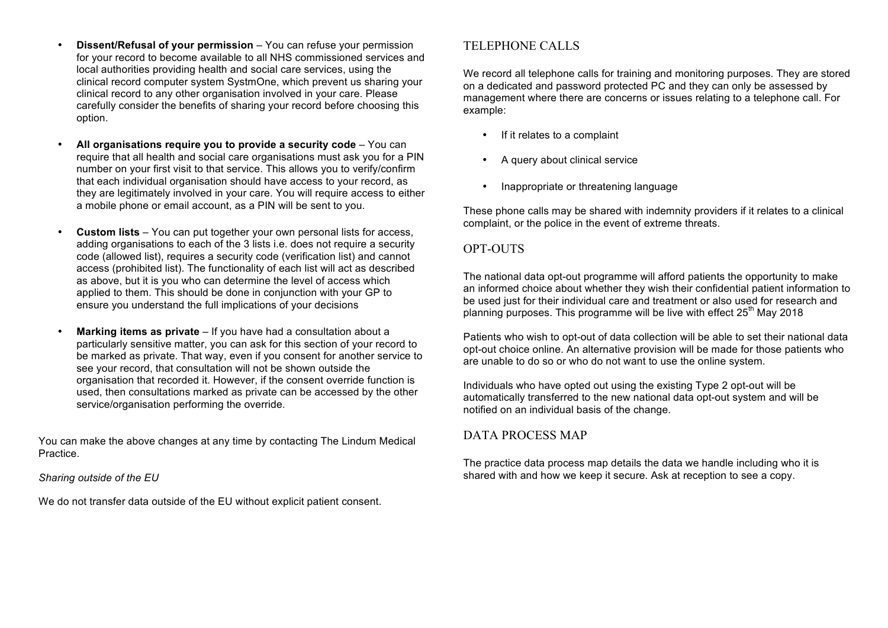- **Dissent/Refusal of your permission** – You can refuse your permission for your record to become available to all NHS commissioned services and local authorities providing health and social care services, using the clinical record computer system SystmOne, which prevent us sharing your clinical record to any other organisation involved in your care. Please carefully consider the benefits of sharing your record before choosing this option.

- **All organisations require you to provide a security code** – You can require that all health and social care organisations must ask you for a PIN number on your first visit to that service. This allows you to verify/confirm that each individual organisation should have access to your record, as they are legitimately involved in your care. You will require access to either a mobile phone or email account, as a PIN will be sent to you.

- **Custom lists** – You can put together your own personal lists for access, adding organisations to each of the 3 lists i.e. does not require a security code (allowed list), requires a security code (verification list) and cannot access (prohibited list). The functionality of each list will act as described as above, but it is you who can determine the level of access which applied to them. This should be done in conjunction with your GP to ensure you understand the full implications of your decisions

- **Marking items as private** – If you have had a consultation about a particularly sensitive matter, you can ask for this section of your record to be marked as private. That way, even if you consent for another service to see your record, that consultation will not be shown outside the organisation that recorded it. However, if the consent override function is used, then consultations marked as private can be accessed by the other service/organisation performing the override.

You can make the above changes at any time by contacting The Lindum Medical Practice.

*Sharing outside of the EU*

We do not transfer data outside of the EU without explicit patient consent.

## TELEPHONE CALLS

We record all telephone calls for training and monitoring purposes. They are stored on a dedicated and password protected PC and they can only be assessed by management where there are concerns or issues relating to a telephone call. For example:

- If it relates to a complaint
- A query about clinical service
- Inappropriate or threatening language

These phone calls may be shared with indemnity providers if it relates to a clinical complaint, or the police in the event of extreme threats.

## OPT-OUTS

The national data opt-out programme will afford patients the opportunity to make an informed choice about whether they wish their confidential patient information to be used just for their individual care and treatment or also used for research and planning purposes. This programme will be live with effect 25th May 2018

Patients who wish to opt-out of data collection will be able to set their national data opt-out choice online. An alternative provision will be made for those patients who are unable to do so or who do not want to use the online system.

Individuals who have opted out using the existing Type 2 opt-out will be automatically transferred to the new national data opt-out system and will be notified on an individual basis of the change.

## DATA PROCESS MAP

The practice data process map details the data we handle including who it is shared with and how we keep it secure. Ask at reception to see a copy.